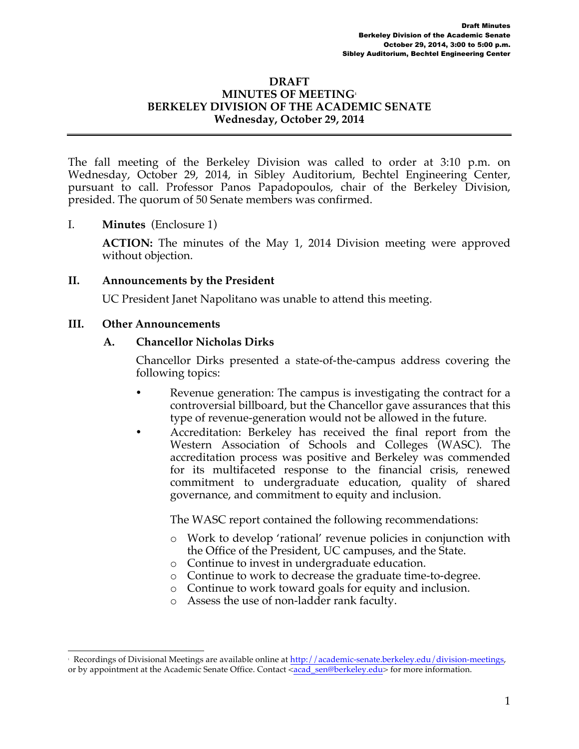# DRAFT
# MINUTES OF MEETING[1]
# BERKELEY DIVISION OF THE ACADEMIC SENATE
# Wednesday, October 29, 2014

The fall meeting of the Berkeley Division was called to order at 3:10 p.m. on Wednesday, October 29, 2014, in Sibley Auditorium, Bechtel Engineering Center, pursuant to call. Professor Panos Papadopoulos, chair of the Berkeley Division, presided. The quorum of 50 Senate members was confirmed.

I. **Minutes** (Enclosure 1)

**ACTION:** The minutes of the May 1, 2014 Division meeting were approved without objection.

## II. Announcements by the President

UC President Janet Napolitano was unable to attend this meeting.

## III. Other Announcements

### A. Chancellor Nicholas Dirks

Chancellor Dirks presented a state-of-the-campus address covering the following topics:

- Revenue generation: The campus is investigating the contract for a controversial billboard, but the Chancellor gave assurances that this type of revenue-generation would not be allowed in the future.
- Accreditation: Berkeley has received the final report from the Western Association of Schools and Colleges (WASC). The accreditation process was positive and Berkeley was commended for its multifaceted response to the financial crisis, renewed commitment to undergraduate education, quality of shared governance, and commitment to equity and inclusion.

  The WASC report contained the following recommendations:

  - Work to develop 'rational' revenue policies in conjunction with the Office of the President, UC campuses, and the State.
  - Continue to invest in undergraduate education.
  - Continue to work to decrease the graduate time-to-degree.
  - Continue to work toward goals for equity and inclusion.
  - Assess the use of non-ladder rank faculty.

---

[1] Recordings of Divisional Meetings are available online at http://academic-senate.berkeley.edu/division-meetings, or by appointment at the Academic Senate Office. Contact <acad_sen@berkeley.edu> for more information.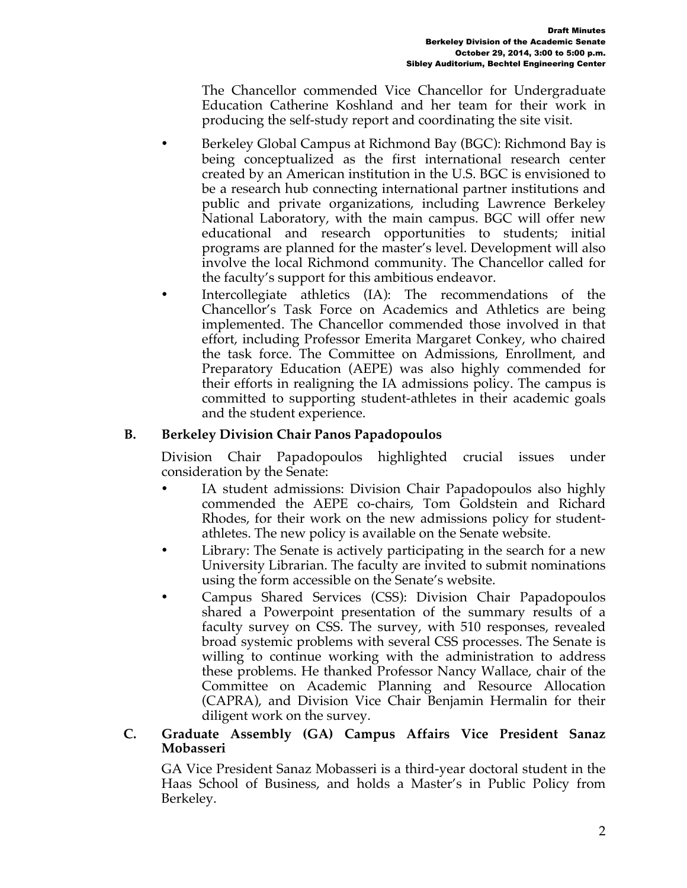The Chancellor commended Vice Chancellor for Undergraduate Education Catherine Koshland and her team for their work in producing the self-study report and coordinating the site visit.

- Berkeley Global Campus at Richmond Bay (BGC): Richmond Bay is being conceptualized as the first international research center created by an American institution in the U.S. BGC is envisioned to be a research hub connecting international partner institutions and public and private organizations, including Lawrence Berkeley National Laboratory, with the main campus. BGC will offer new educational and research opportunities to students; initial programs are planned for the master's level. Development will also involve the local Richmond community. The Chancellor called for the faculty's support for this ambitious endeavor.
- Intercollegiate athletics (IA): The recommendations of the Chancellor's Task Force on Academics and Athletics are being implemented. The Chancellor commended those involved in that effort, including Professor Emerita Margaret Conkey, who chaired the task force. The Committee on Admissions, Enrollment, and Preparatory Education (AEPE) was also highly commended for their efforts in realigning the IA admissions policy. The campus is committed to supporting student-athletes in their academic goals and the student experience.

**B. Berkeley Division Chair Panos Papadopoulos**

Division Chair Papadopoulos highlighted crucial issues under consideration by the Senate:

- IA student admissions: Division Chair Papadopoulos also highly commended the AEPE co-chairs, Tom Goldstein and Richard Rhodes, for their work on the new admissions policy for student-athletes. The new policy is available on the Senate website.
- Library: The Senate is actively participating in the search for a new University Librarian. The faculty are invited to submit nominations using the form accessible on the Senate's website.
- Campus Shared Services (CSS): Division Chair Papadopoulos shared a Powerpoint presentation of the summary results of a faculty survey on CSS. The survey, with 510 responses, revealed broad systemic problems with several CSS processes. The Senate is willing to continue working with the administration to address these problems. He thanked Professor Nancy Wallace, chair of the Committee on Academic Planning and Resource Allocation (CAPRA), and Division Vice Chair Benjamin Hermalin for their diligent work on the survey.

**C. Graduate Assembly (GA) Campus Affairs Vice President Sanaz Mobasseri**

GA Vice President Sanaz Mobasseri is a third-year doctoral student in the Haas School of Business, and holds a Master's in Public Policy from Berkeley.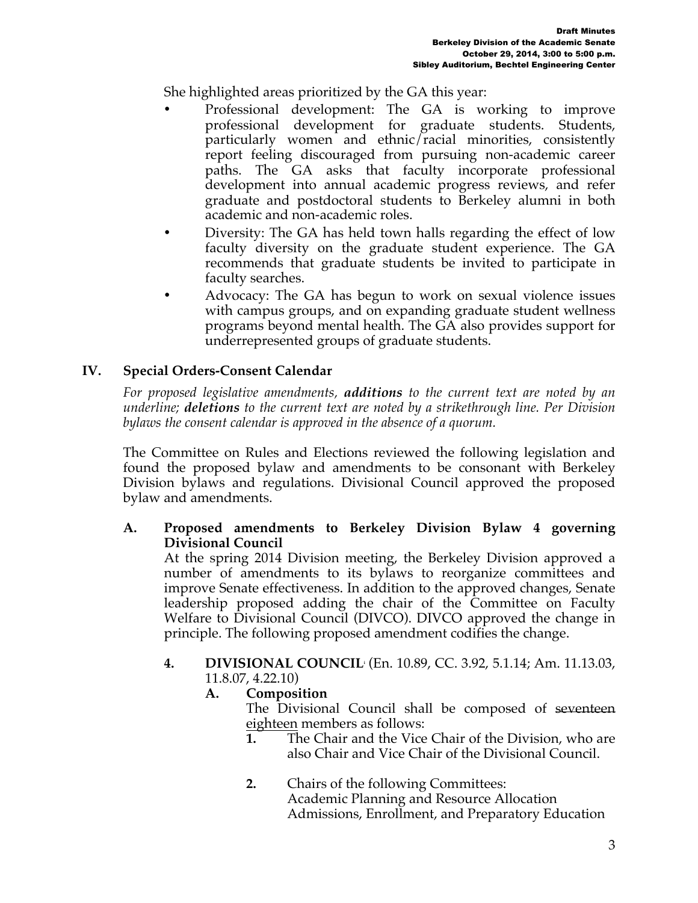She highlighted areas prioritized by the GA this year:

- Professional development: The GA is working to improve professional development for graduate students. Students, particularly women and ethnic/racial minorities, consistently report feeling discouraged from pursuing non-academic career paths. The GA asks that faculty incorporate professional development into annual academic progress reviews, and refer graduate and postdoctoral students to Berkeley alumni in both academic and non-academic roles.
- Diversity: The GA has held town halls regarding the effect of low faculty diversity on the graduate student experience. The GA recommends that graduate students be invited to participate in faculty searches.
- Advocacy: The GA has begun to work on sexual violence issues with campus groups, and on expanding graduate student wellness programs beyond mental health. The GA also provides support for underrepresented groups of graduate students.

## IV. Special Orders-Consent Calendar

*For proposed legislative amendments, **additions** to the current text are noted by an underline; **deletions** to the current text are noted by a strikethrough line. Per Division bylaws the consent calendar is approved in the absence of a quorum.*

The Committee on Rules and Elections reviewed the following legislation and found the proposed bylaw and amendments to be consonant with Berkeley Division bylaws and regulations. Divisional Council approved the proposed bylaw and amendments.

### A. Proposed amendments to Berkeley Division Bylaw 4 governing Divisional Council

At the spring 2014 Division meeting, the Berkeley Division approved a number of amendments to its bylaws to reorganize committees and improve Senate effectiveness. In addition to the approved changes, Senate leadership proposed adding the chair of the Committee on Faculty Welfare to Divisional Council (DIVCO). DIVCO approved the change in principle. The following proposed amendment codifies the change.

**4. DIVISIONAL COUNCIL**[1] (En. 10.89, CC. 3.92, 5.1.14; Am. 11.13.03, 11.8.07, 4.22.10)

**A. Composition**

The Divisional Council shall be composed of ~~seventeen~~ <u>eighteen</u> members as follows:

**1.** The Chair and the Vice Chair of the Division, who are also Chair and Vice Chair of the Divisional Council.

**2.** Chairs of the following Committees:
Academic Planning and Resource Allocation
Admissions, Enrollment, and Preparatory Education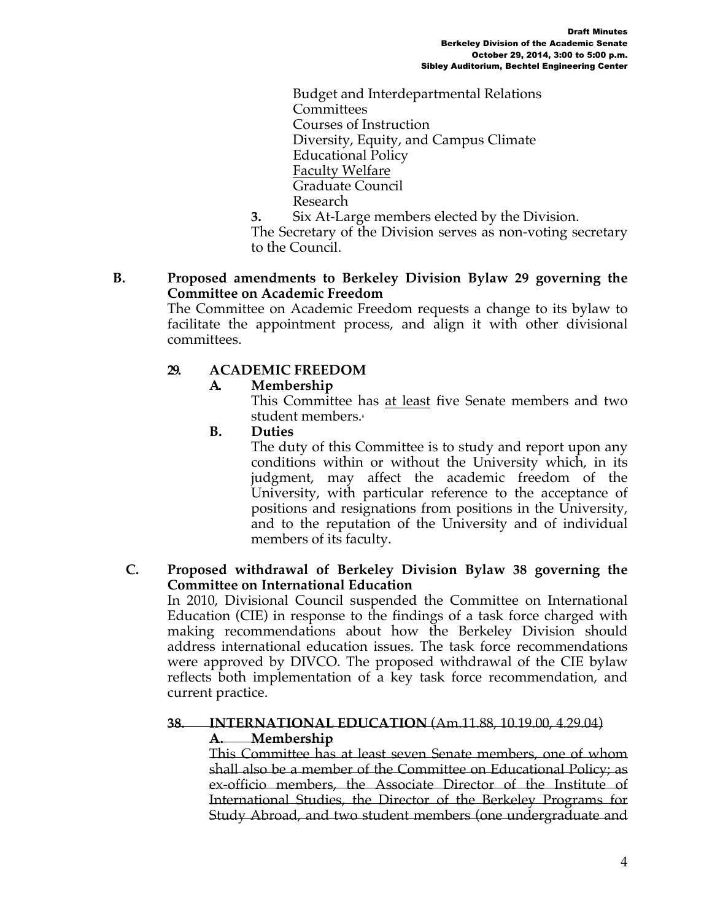Budget and Interdepartmental Relations
Committees
Courses of Instruction
Diversity, Equity, and Campus Climate
Educational Policy
<u>Faculty Welfare</u>
Graduate Council
Research

**3.** Six At-Large members elected by the Division.

The Secretary of the Division serves as non-voting secretary to the Council.

**B. Proposed amendments to Berkeley Division Bylaw 29 governing the Committee on Academic Freedom**

The Committee on Academic Freedom requests a change to its bylaw to facilitate the appointment process, and align it with other divisional committees.

**29. ACADEMIC FREEDOM**

**A. Membership**

This Committee has <u>at least</u> five Senate members and two student members.[ii]

**B. Duties**

The duty of this Committee is to study and report upon any conditions within or without the University which, in its judgment, may affect the academic freedom of the University, with particular reference to the acceptance of positions and resignations from positions in the University, and to the reputation of the University and of individual members of its faculty.

**C. Proposed withdrawal of Berkeley Division Bylaw 38 governing the Committee on International Education**

In 2010, Divisional Council suspended the Committee on International Education (CIE) in response to the findings of a task force charged with making recommendations about how the Berkeley Division should address international education issues. The task force recommendations were approved by DIVCO. The proposed withdrawal of the CIE bylaw reflects both implementation of a key task force recommendation, and current practice.

~~**38. INTERNATIONAL EDUCATION** (Am.11.88, 10.19.00, 4.29.04)~~

~~**A. Membership**~~

~~This Committee has at least seven Senate members, one of whom shall also be a member of the Committee on Educational Policy; as ex-officio members, the Associate Director of the Institute of International Studies, the Director of the Berkeley Programs for Study Abroad, and two student members (one undergraduate and~~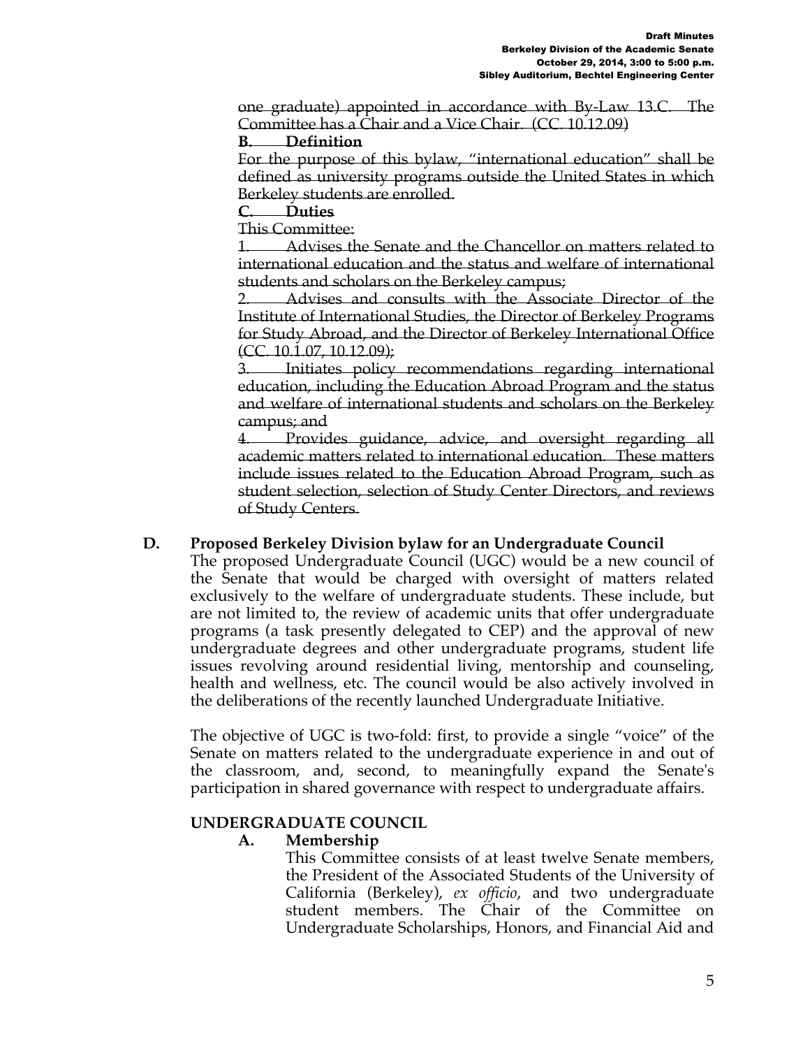~~one graduate) appointed in accordance with By-Law 13.C. The Committee has a Chair and a Vice Chair. (CC. 10.12.09)~~

~~**B. Definition**~~

~~For the purpose of this bylaw, "international education" shall be defined as university programs outside the United States in which Berkeley students are enrolled.~~

~~**C. Duties**~~

~~This Committee:~~

~~1. Advises the Senate and the Chancellor on matters related to international education and the status and welfare of international students and scholars on the Berkeley campus;~~

~~2. Advises and consults with the Associate Director of the Institute of International Studies, the Director of Berkeley Programs for Study Abroad, and the Director of Berkeley International Office (CC. 10.1.07, 10.12.09);~~

~~3. Initiates policy recommendations regarding international education, including the Education Abroad Program and the status and welfare of international students and scholars on the Berkeley campus; and~~

~~4. Provides guidance, advice, and oversight regarding all academic matters related to international education. These matters include issues related to the Education Abroad Program, such as student selection, selection of Study Center Directors, and reviews of Study Centers.~~

**D. Proposed Berkeley Division bylaw for an Undergraduate Council**

The proposed Undergraduate Council (UGC) would be a new council of the Senate that would be charged with oversight of matters related exclusively to the welfare of undergraduate students. These include, but are not limited to, the review of academic units that offer undergraduate programs (a task presently delegated to CEP) and the approval of new undergraduate degrees and other undergraduate programs, student life issues revolving around residential living, mentorship and counseling, health and wellness, etc. The council would be also actively involved in the deliberations of the recently launched Undergraduate Initiative.

The objective of UGC is two-fold: first, to provide a single "voice" of the Senate on matters related to the undergraduate experience in and out of the classroom, and, second, to meaningfully expand the Senate's participation in shared governance with respect to undergraduate affairs.

**UNDERGRADUATE COUNCIL**

**A. Membership**

This Committee consists of at least twelve Senate members, the President of the Associated Students of the University of California (Berkeley), *ex officio*, and two undergraduate student members. The Chair of the Committee on Undergraduate Scholarships, Honors, and Financial Aid and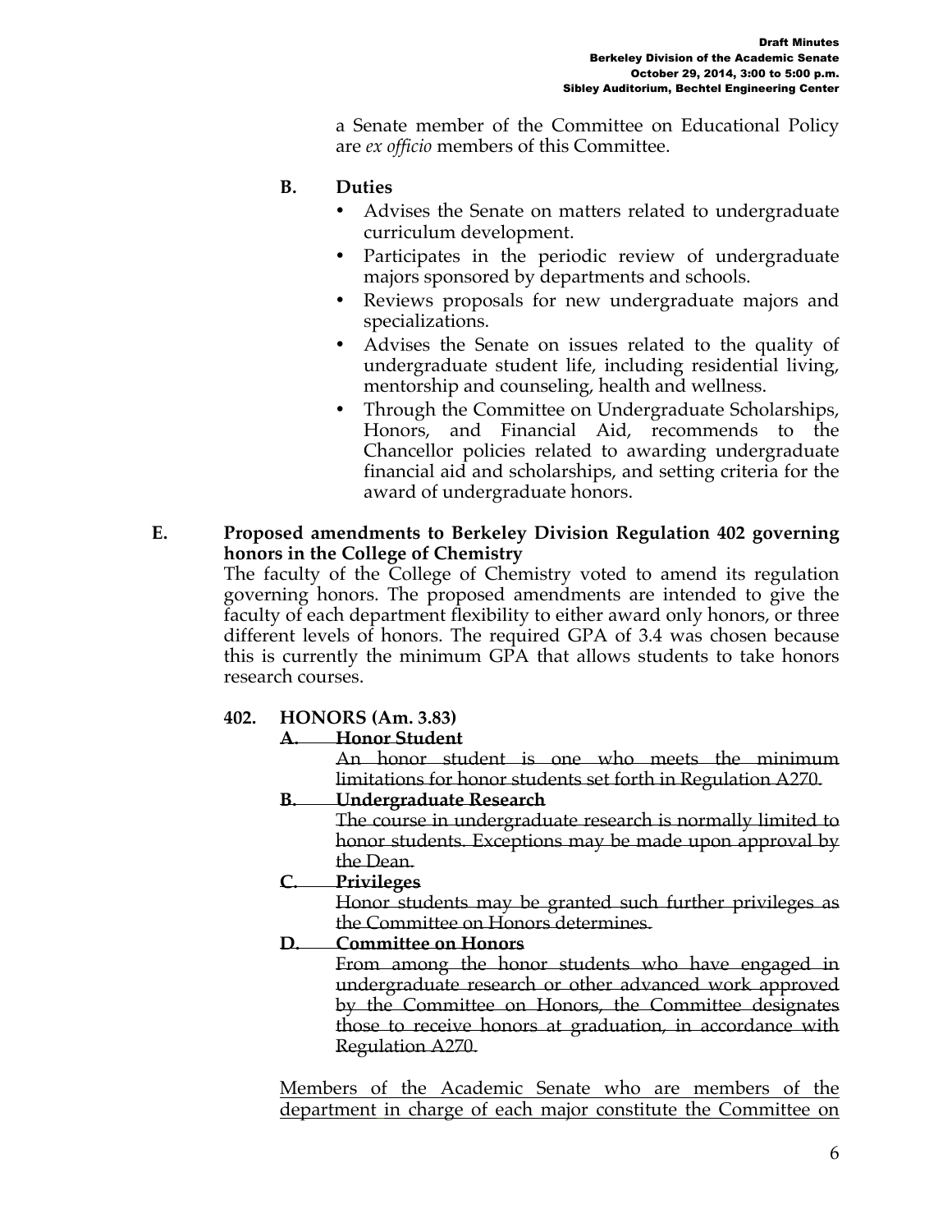a Senate member of the Committee on Educational Policy are *ex officio* members of this Committee.

**B. Duties**

- Advises the Senate on matters related to undergraduate curriculum development.
- Participates in the periodic review of undergraduate majors sponsored by departments and schools.
- Reviews proposals for new undergraduate majors and specializations.
- Advises the Senate on issues related to the quality of undergraduate student life, including residential living, mentorship and counseling, health and wellness.
- Through the Committee on Undergraduate Scholarships, Honors, and Financial Aid, recommends to the Chancellor policies related to awarding undergraduate financial aid and scholarships, and setting criteria for the award of undergraduate honors.

**E. Proposed amendments to Berkeley Division Regulation 402 governing honors in the College of Chemistry**

The faculty of the College of Chemistry voted to amend its regulation governing honors. The proposed amendments are intended to give the faculty of each department flexibility to either award only honors, or three different levels of honors. The required GPA of 3.4 was chosen because this is currently the minimum GPA that allows students to take honors research courses.

**402. HONORS (Am. 3.83)**

~~**A. Honor Student**~~

~~An honor student is one who meets the minimum limitations for honor students set forth in Regulation A270.~~

~~**B. Undergraduate Research**~~

~~The course in undergraduate research is normally limited to honor students. Exceptions may be made upon approval by the Dean.~~

~~**C. Privileges**~~

~~Honor students may be granted such further privileges as the Committee on Honors determines.~~

~~**D. Committee on Honors**~~

~~From among the honor students who have engaged in undergraduate research or other advanced work approved by the Committee on Honors, the Committee designates those to receive honors at graduation, in accordance with Regulation A270.~~

<u>Members of the Academic Senate who are members of the department</u> in charge of each major constitute the Committee on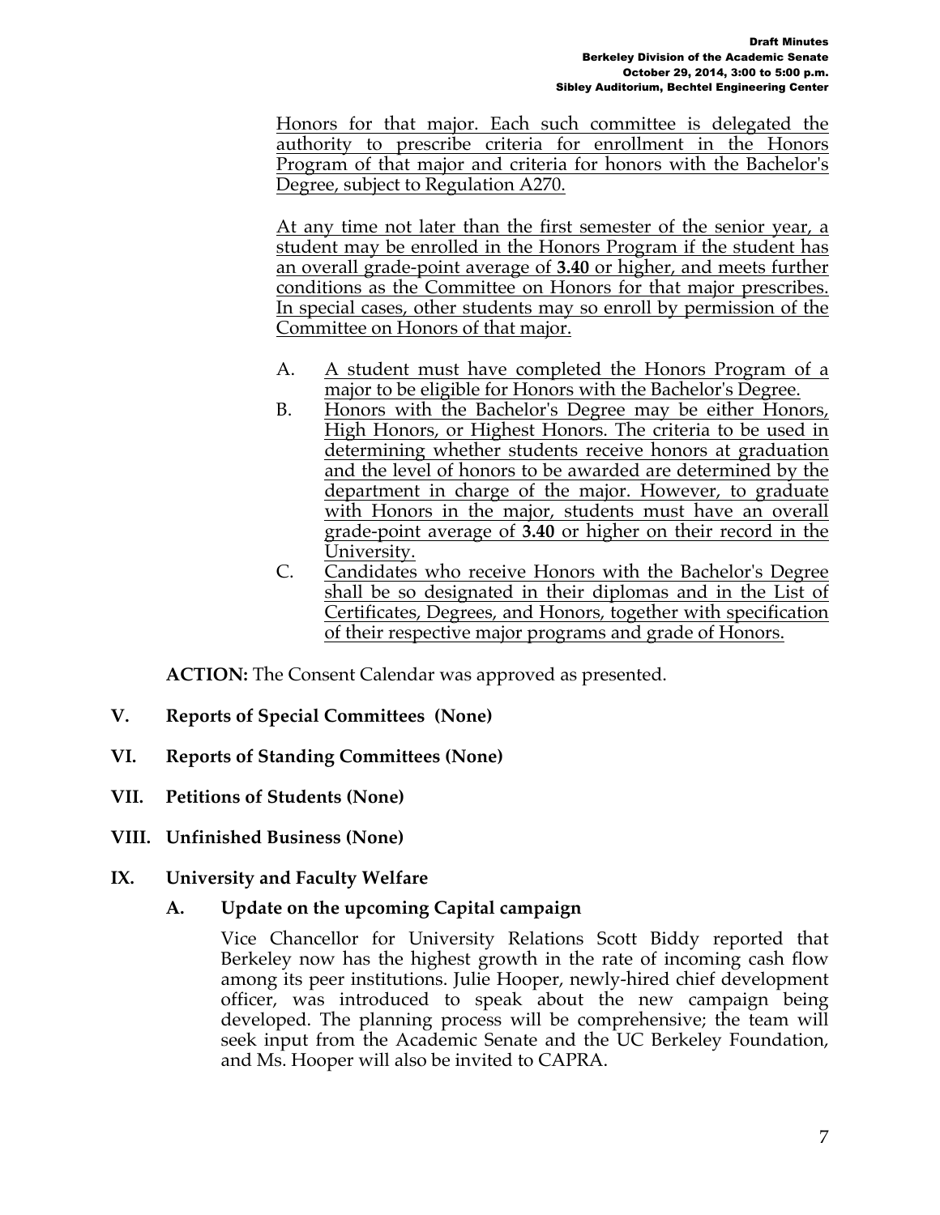Honors for that major. Each such committee is delegated the authority to prescribe criteria for enrollment in the Honors Program of that major and criteria for honors with the Bachelor's Degree, subject to Regulation A270.

At any time not later than the first semester of the senior year, a student may be enrolled in the Honors Program if the student has an overall grade-point average of **3.40** or higher, and meets further conditions as the Committee on Honors for that major prescribes. In special cases, other students may so enroll by permission of the Committee on Honors of that major.

A. A student must have completed the Honors Program of a major to be eligible for Honors with the Bachelor's Degree.

B. Honors with the Bachelor's Degree may be either Honors, High Honors, or Highest Honors. The criteria to be used in determining whether students receive honors at graduation and the level of honors to be awarded are determined by the department in charge of the major. However, to graduate with Honors in the major, students must have an overall grade-point average of **3.40** or higher on their record in the University.

C. Candidates who receive Honors with the Bachelor's Degree shall be so designated in their diplomas and in the List of Certificates, Degrees, and Honors, together with specification of their respective major programs and grade of Honors.

**ACTION:** The Consent Calendar was approved as presented.

## V. Reports of Special Committees (None)

## VI. Reports of Standing Committees (None)

## VII. Petitions of Students (None)

## VIII. Unfinished Business (None)

## IX. University and Faculty Welfare

### A. Update on the upcoming Capital campaign

Vice Chancellor for University Relations Scott Biddy reported that Berkeley now has the highest growth in the rate of incoming cash flow among its peer institutions. Julie Hooper, newly-hired chief development officer, was introduced to speak about the new campaign being developed. The planning process will be comprehensive; the team will seek input from the Academic Senate and the UC Berkeley Foundation, and Ms. Hooper will also be invited to CAPRA.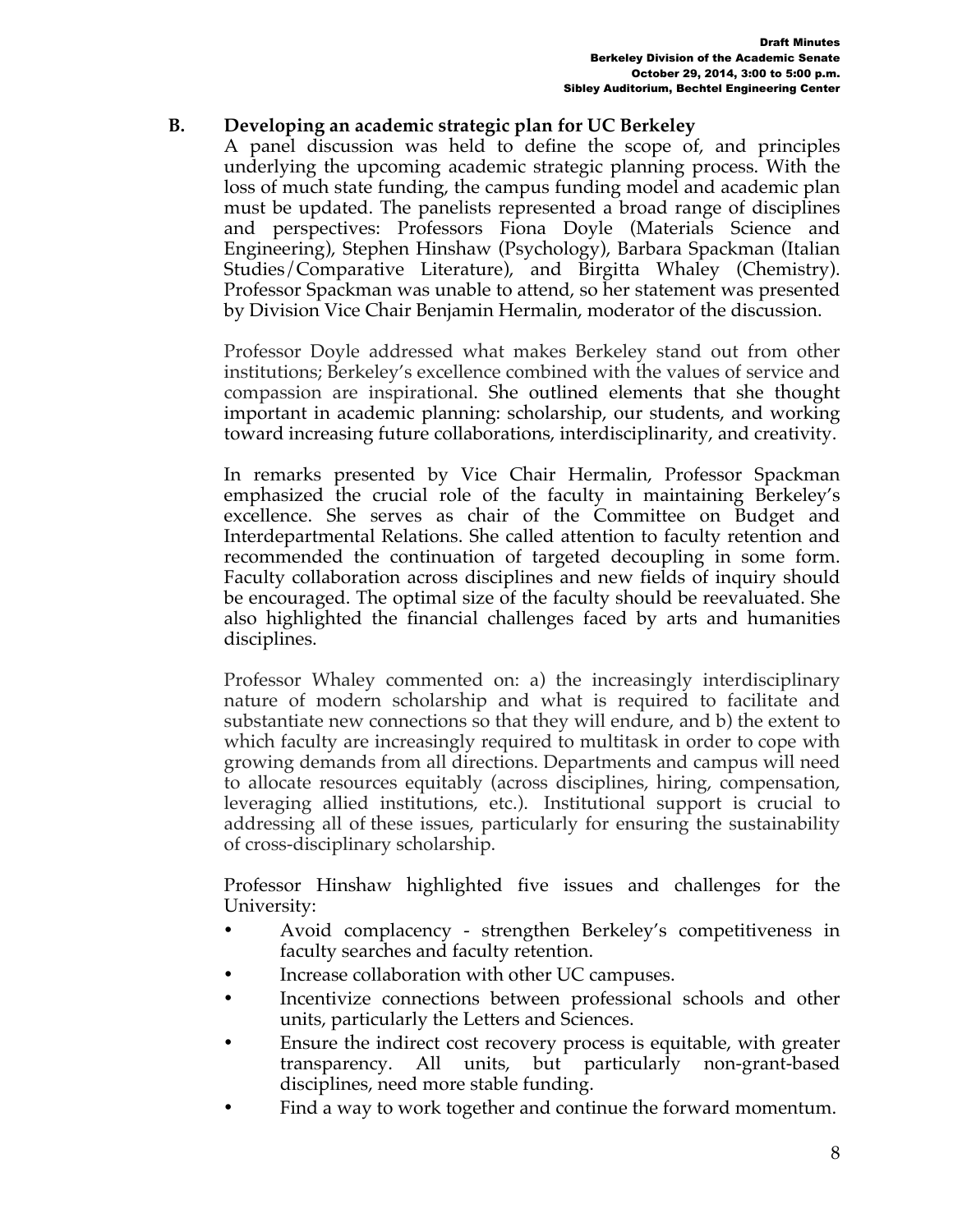## B. Developing an academic strategic plan for UC Berkeley

A panel discussion was held to define the scope of, and principles underlying the upcoming academic strategic planning process. With the loss of much state funding, the campus funding model and academic plan must be updated. The panelists represented a broad range of disciplines and perspectives: Professors Fiona Doyle (Materials Science and Engineering), Stephen Hinshaw (Psychology), Barbara Spackman (Italian Studies/Comparative Literature), and Birgitta Whaley (Chemistry). Professor Spackman was unable to attend, so her statement was presented by Division Vice Chair Benjamin Hermalin, moderator of the discussion.

Professor Doyle addressed what makes Berkeley stand out from other institutions; Berkeley's excellence combined with the values of service and compassion are inspirational. She outlined elements that she thought important in academic planning: scholarship, our students, and working toward increasing future collaborations, interdisciplinarity, and creativity.

In remarks presented by Vice Chair Hermalin, Professor Spackman emphasized the crucial role of the faculty in maintaining Berkeley's excellence. She serves as chair of the Committee on Budget and Interdepartmental Relations. She called attention to faculty retention and recommended the continuation of targeted decoupling in some form. Faculty collaboration across disciplines and new fields of inquiry should be encouraged. The optimal size of the faculty should be reevaluated. She also highlighted the financial challenges faced by arts and humanities disciplines.

Professor Whaley commented on: a) the increasingly interdisciplinary nature of modern scholarship and what is required to facilitate and substantiate new connections so that they will endure, and b) the extent to which faculty are increasingly required to multitask in order to cope with growing demands from all directions. Departments and campus will need to allocate resources equitably (across disciplines, hiring, compensation, leveraging allied institutions, etc.). Institutional support is crucial to addressing all of these issues, particularly for ensuring the sustainability of cross-disciplinary scholarship.

Professor Hinshaw highlighted five issues and challenges for the University:

- Avoid complacency - strengthen Berkeley's competitiveness in faculty searches and faculty retention.
- Increase collaboration with other UC campuses.
- Incentivize connections between professional schools and other units, particularly the Letters and Sciences.
- Ensure the indirect cost recovery process is equitable, with greater transparency. All units, but particularly non-grant-based disciplines, need more stable funding.
- Find a way to work together and continue the forward momentum.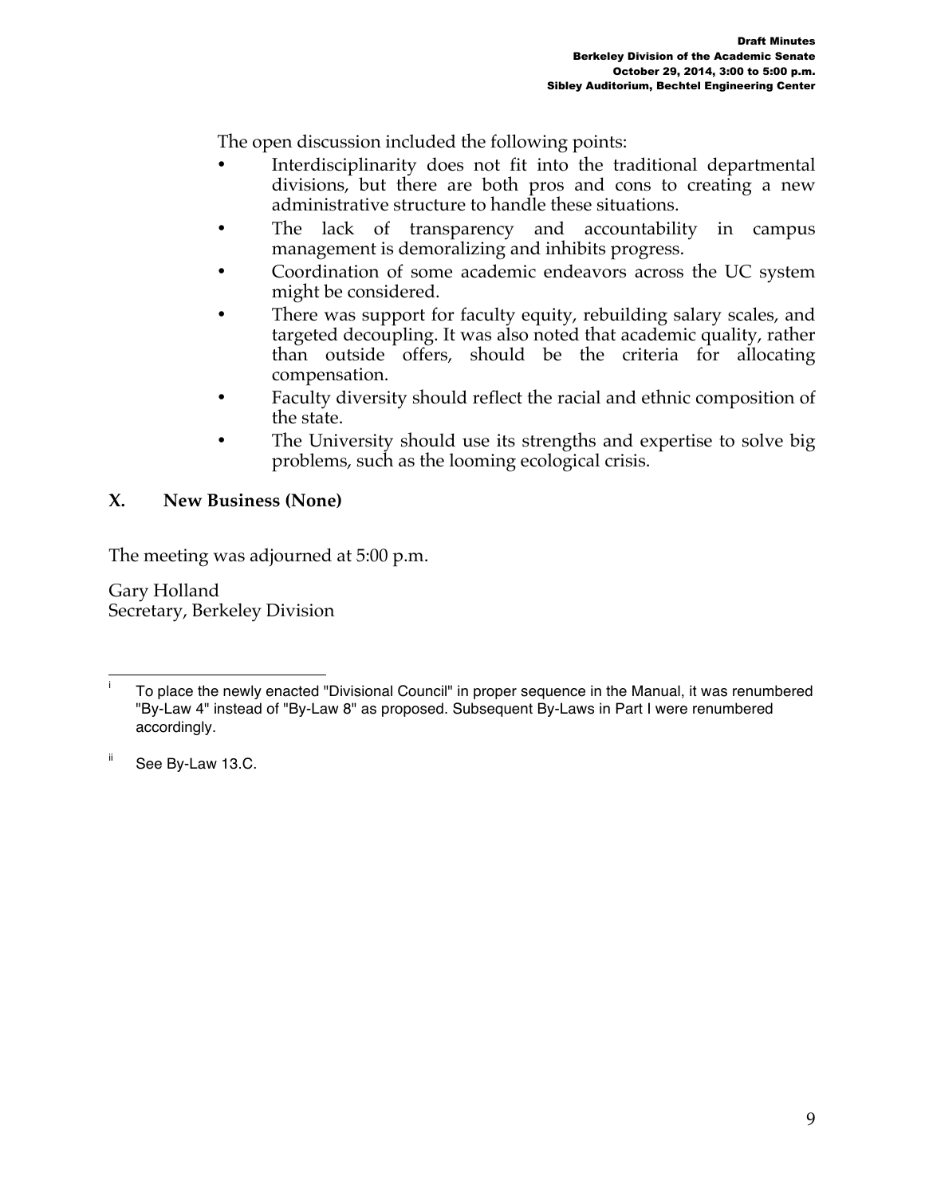The open discussion included the following points:

- Interdisciplinarity does not fit into the traditional departmental divisions, but there are both pros and cons to creating a new administrative structure to handle these situations.
- The lack of transparency and accountability in campus management is demoralizing and inhibits progress.
- Coordination of some academic endeavors across the UC system might be considered.
- There was support for faculty equity, rebuilding salary scales, and targeted decoupling. It was also noted that academic quality, rather than outside offers, should be the criteria for allocating compensation.
- Faculty diversity should reflect the racial and ethnic composition of the state.
- The University should use its strengths and expertise to solve big problems, such as the looming ecological crisis.

## X. New Business (None)

The meeting was adjourned at 5:00 p.m.

Gary Holland
Secretary, Berkeley Division

---

[i] To place the newly enacted "Divisional Council" in proper sequence in the Manual, it was renumbered "By-Law 4" instead of "By-Law 8" as proposed. Subsequent By-Laws in Part I were renumbered accordingly.

[ii] See By-Law 13.C.